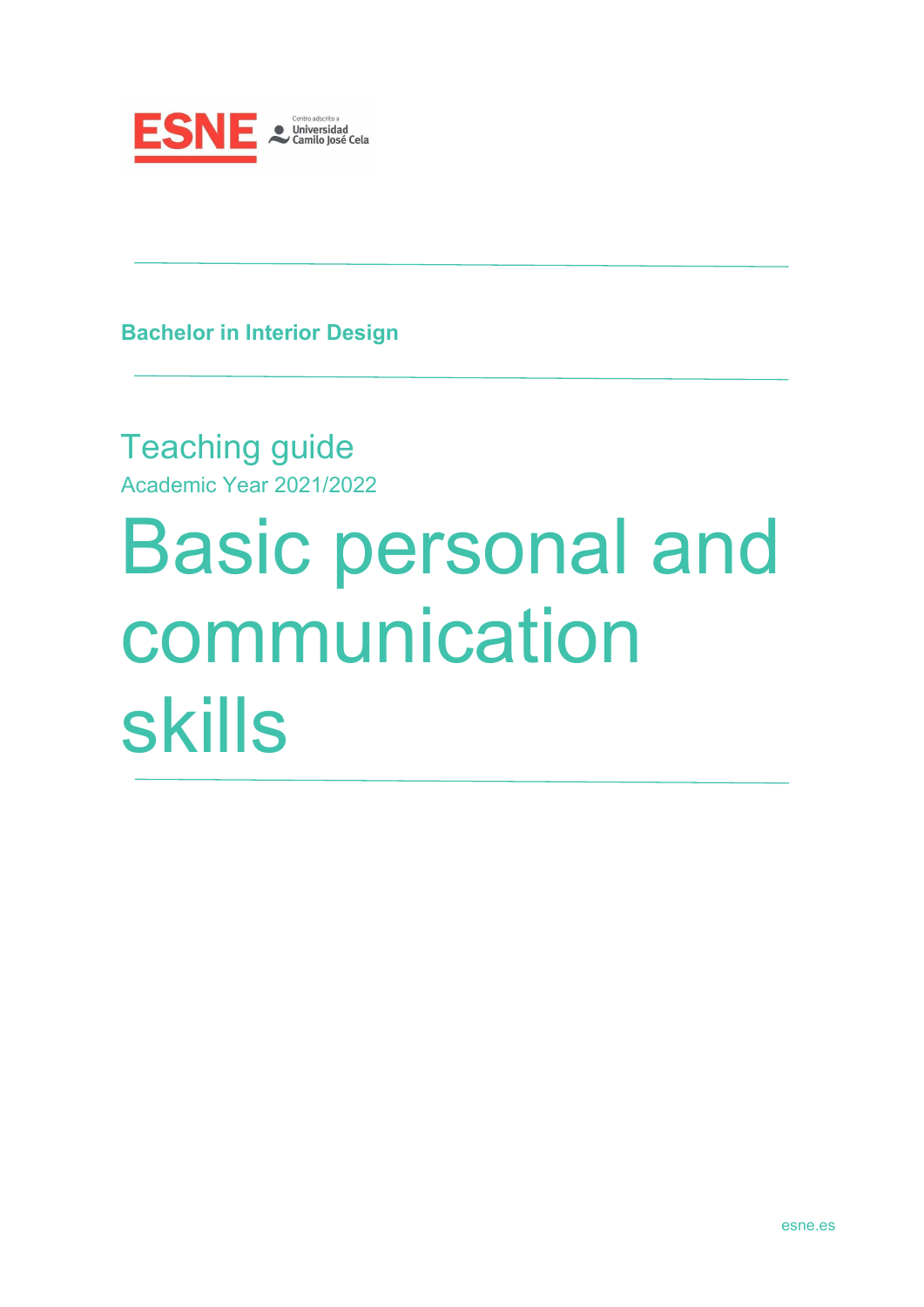**Bachelor in Interior Design**

## Teaching guide

Academic Year 2021/2022

# Basic personal and communication skills

esne.es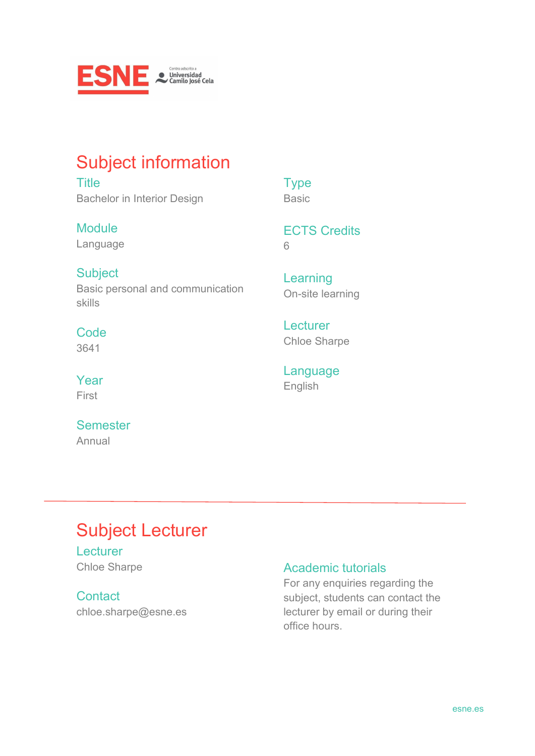## Subject information

### Title
Bachelor in Interior Design

### Module
Language

### Subject
Basic personal and communication skills

### Code
3641

### Year
First

### Semester
Annual

### Type
Basic

### ECTS Credits
6

### Learning
On-site learning

### Lecturer
Chloe Sharpe

### Language
English

---

## Subject Lecturer

### Lecturer
Chloe Sharpe

### Contact
chloe.sharpe@esne.es

### Academic tutorials
For any enquiries regarding the subject, students can contact the lecturer by email or during their office hours.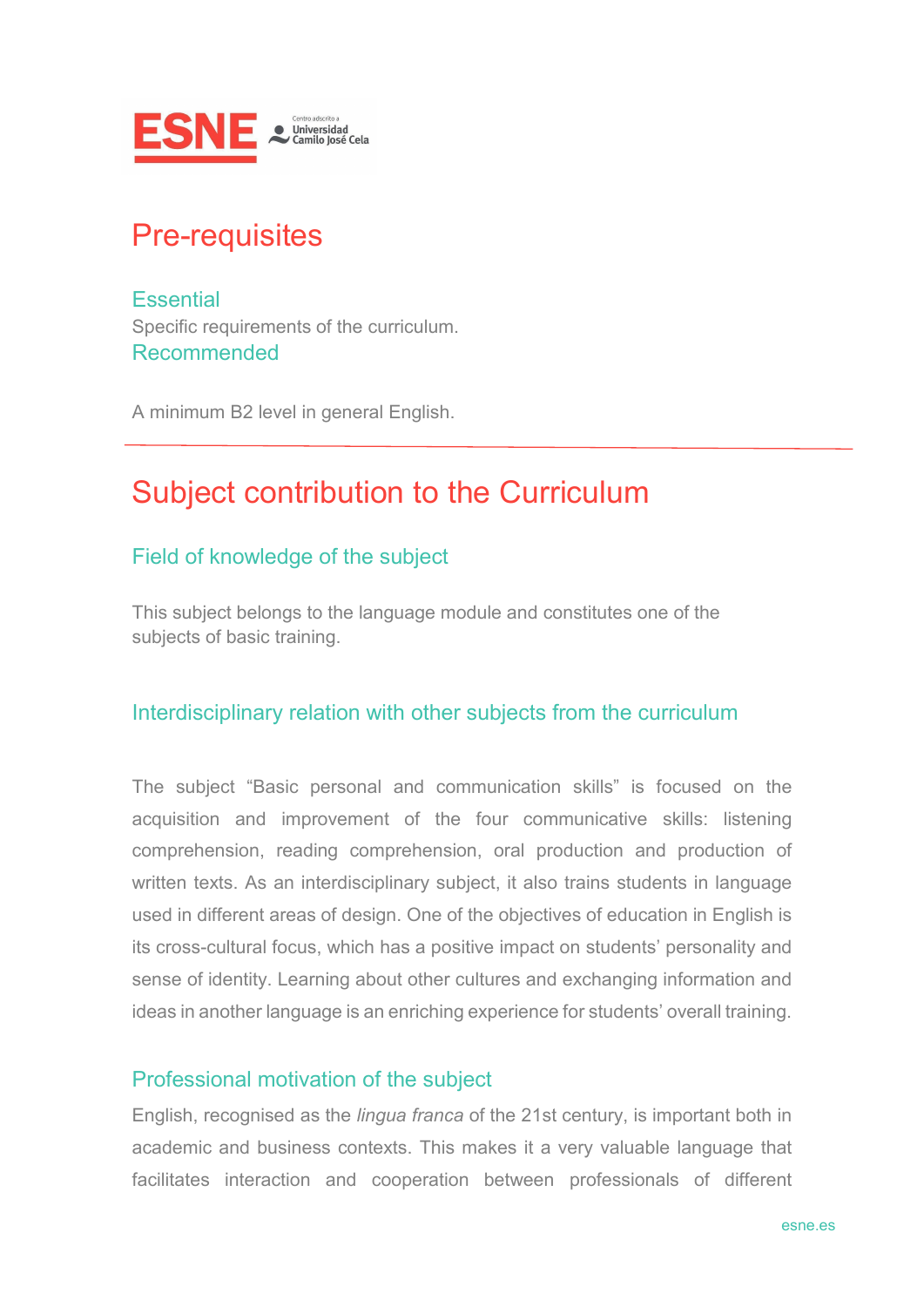# Pre-requisites

### Essential

Specific requirements of the curriculum.

### Recommended

A minimum B2 level in general English.

---

# Subject contribution to the Curriculum

### Field of knowledge of the subject

This subject belongs to the language module and constitutes one of the subjects of basic training.

### Interdisciplinary relation with other subjects from the curriculum

The subject "Basic personal and communication skills" is focused on the acquisition and improvement of the four communicative skills: listening comprehension, reading comprehension, oral production and production of written texts. As an interdisciplinary subject, it also trains students in language used in different areas of design. One of the objectives of education in English is its cross-cultural focus, which has a positive impact on students' personality and sense of identity. Learning about other cultures and exchanging information and ideas in another language is an enriching experience for students' overall training.

### Professional motivation of the subject

English, recognised as the *lingua franca* of the 21st century, is important both in academic and business contexts. This makes it a very valuable language that facilitates interaction and cooperation between professionals of different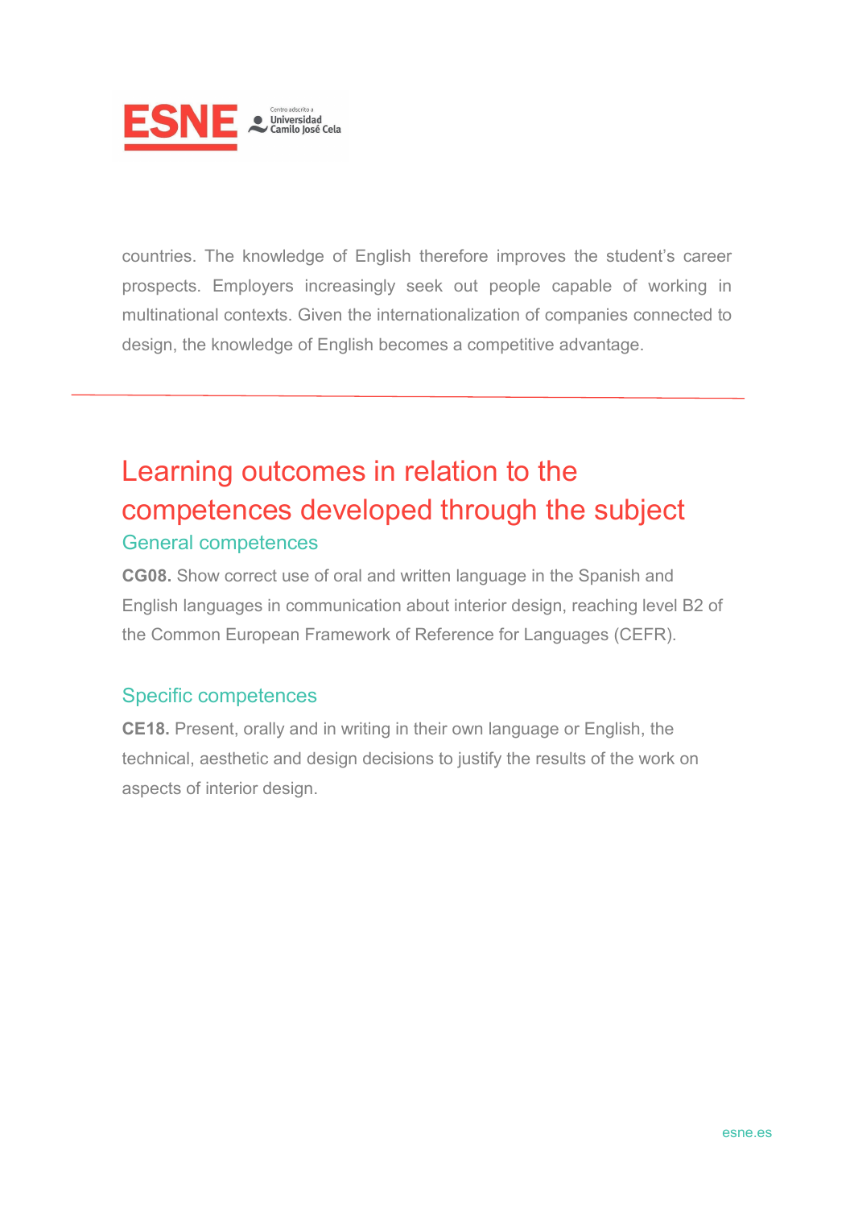countries. The knowledge of English therefore improves the student's career prospects. Employers increasingly seek out people capable of working in multinational contexts. Given the internationalization of companies connected to design, the knowledge of English becomes a competitive advantage.

---

# Learning outcomes in relation to the competences developed through the subject

## General competences

**CG08.** Show correct use of oral and written language in the Spanish and English languages in communication about interior design, reaching level B2 of the Common European Framework of Reference for Languages (CEFR).

## Specific competences

**CE18.** Present, orally and in writing in their own language or English, the technical, aesthetic and design decisions to justify the results of the work on aspects of interior design.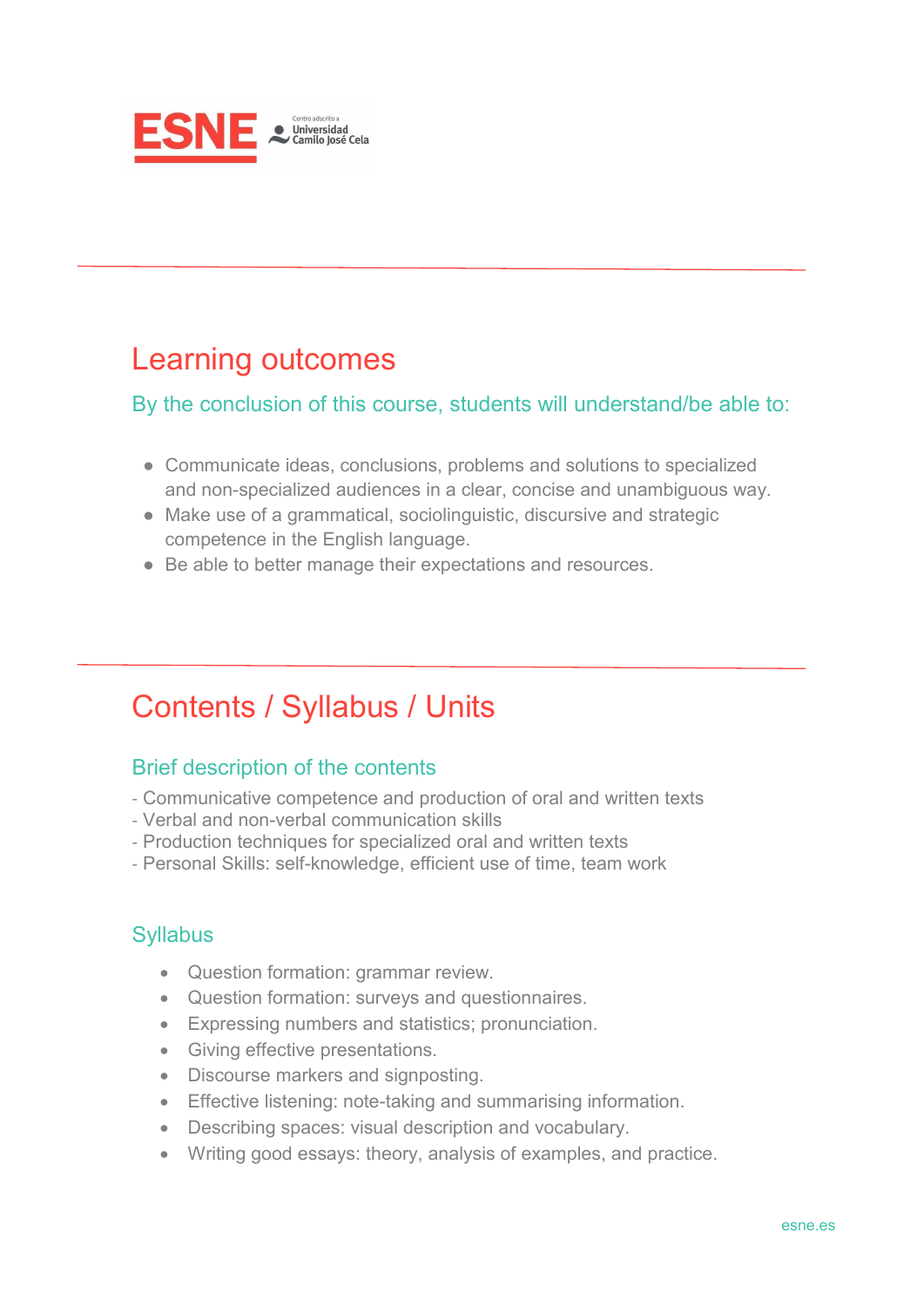## Learning outcomes

### By the conclusion of this course, students will understand/be able to:

- Communicate ideas, conclusions, problems and solutions to specialized and non-specialized audiences in a clear, concise and unambiguous way.
- Make use of a grammatical, sociolinguistic, discursive and strategic competence in the English language.
- Be able to better manage their expectations and resources.

## Contents / Syllabus / Units

### Brief description of the contents

- Communicative competence and production of oral and written texts
- Verbal and non-verbal communication skills
- Production techniques for specialized oral and written texts
- Personal Skills: self-knowledge, efficient use of time, team work

### Syllabus

- Question formation: grammar review.
- Question formation: surveys and questionnaires.
- Expressing numbers and statistics; pronunciation.
- Giving effective presentations.
- Discourse markers and signposting.
- Effective listening: note-taking and summarising information.
- Describing spaces: visual description and vocabulary.
- Writing good essays: theory, analysis of examples, and practice.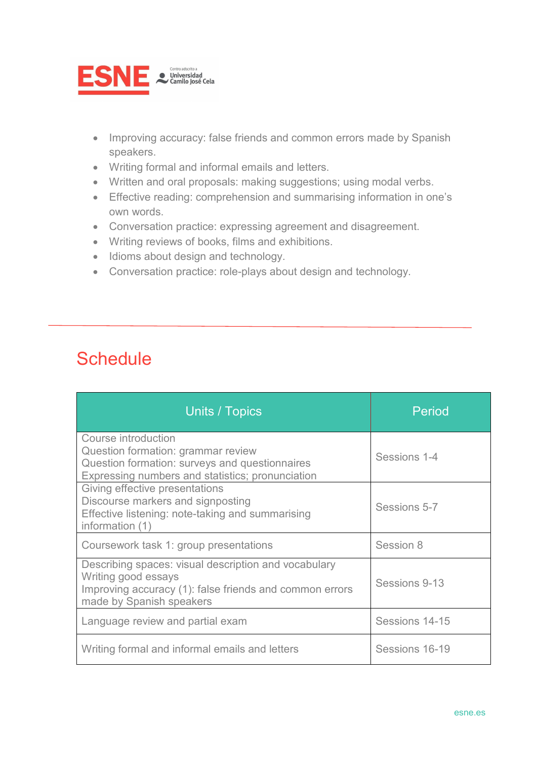- Improving accuracy: false friends and common errors made by Spanish speakers.
- Writing formal and informal emails and letters.
- Written and oral proposals: making suggestions; using modal verbs.
- Effective reading: comprehension and summarising information in one's own words.
- Conversation practice: expressing agreement and disagreement.
- Writing reviews of books, films and exhibitions.
- Idioms about design and technology.
- Conversation practice: role-plays about design and technology.

## Schedule

| Units / Topics | Period |
|---|---|
| Course introduction<br>Question formation: grammar review<br>Question formation: surveys and questionnaires<br>Expressing numbers and statistics; pronunciation | Sessions 1-4 |
| Giving effective presentations<br>Discourse markers and signposting<br>Effective listening: note-taking and summarising information (1) | Sessions 5-7 |
| Coursework task 1: group presentations | Session 8 |
| Describing spaces: visual description and vocabulary<br>Writing good essays<br>Improving accuracy (1): false friends and common errors made by Spanish speakers | Sessions 9-13 |
| Language review and partial exam | Sessions 14-15 |
| Writing formal and informal emails and letters | Sessions 16-19 |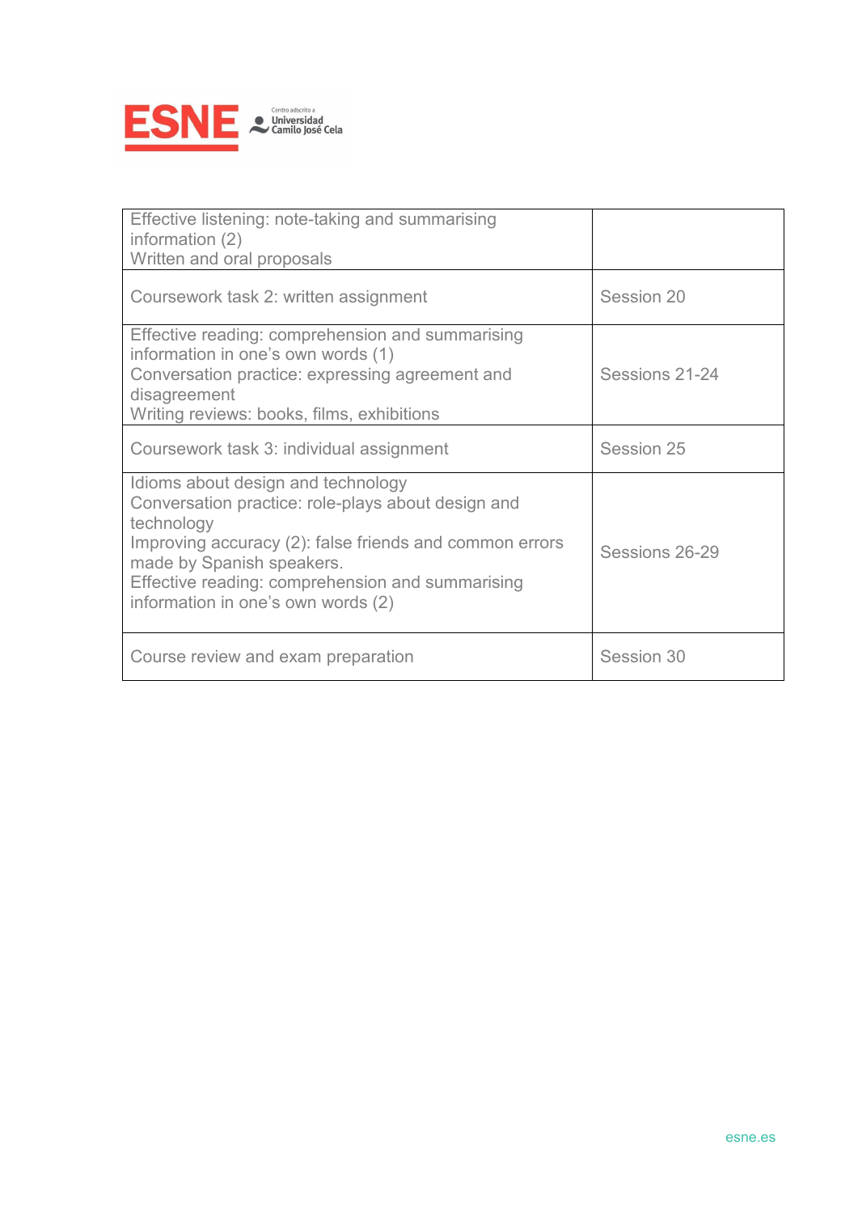| | |
|---|---|
| Effective listening: note-taking and summarising information (2)<br>Written and oral proposals | |
| Coursework task 2: written assignment | Session 20 |
| Effective reading: comprehension and summarising information in one's own words (1)<br>Conversation practice: expressing agreement and disagreement<br>Writing reviews: books, films, exhibitions | Sessions 21-24 |
| Coursework task 3: individual assignment | Session 25 |
| Idioms about design and technology<br>Conversation practice: role-plays about design and technology<br>Improving accuracy (2): false friends and common errors made by Spanish speakers.<br>Effective reading: comprehension and summarising information in one's own words (2) | Sessions 26-29 |
| Course review and exam preparation | Session 30 |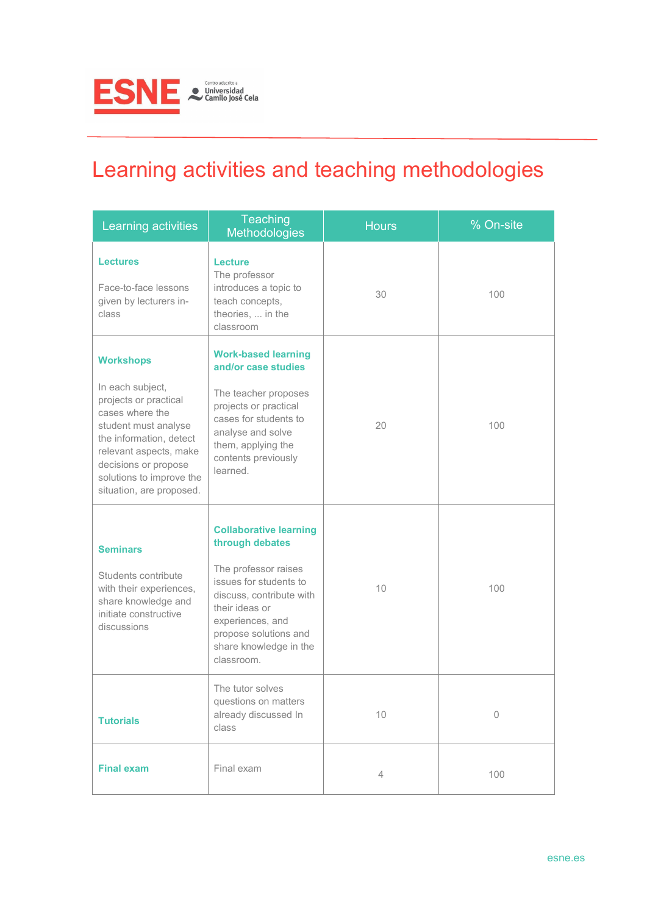# Learning activities and teaching methodologies

| Learning activities | Teaching Methodologies | Hours | % On-site |
|---|---|---|---|
| **Lectures**<br><br>Face-to-face lessons given by lecturers in-class | **Lecture**<br>The professor introduces a topic to teach concepts, theories, ... in the classroom | 30 | 100 |
| **Workshops**<br><br>In each subject, projects or practical cases where the student must analyse the information, detect relevant aspects, make decisions or propose solutions to improve the situation, are proposed. | **Work-based learning and/or case studies**<br><br>The teacher proposes projects or practical cases for students to analyse and solve them, applying the contents previously learned. | 20 | 100 |
| **Seminars**<br><br>Students contribute with their experiences, share knowledge and initiate constructive discussions | **Collaborative learning through debates**<br><br>The professor raises issues for students to discuss, contribute with their ideas or experiences, and propose solutions and share knowledge in the classroom. | 10 | 100 |
| **Tutorials** | The tutor solves questions on matters already discussed In class | 10 | 0 |
| **Final exam** | Final exam | 4 | 100 |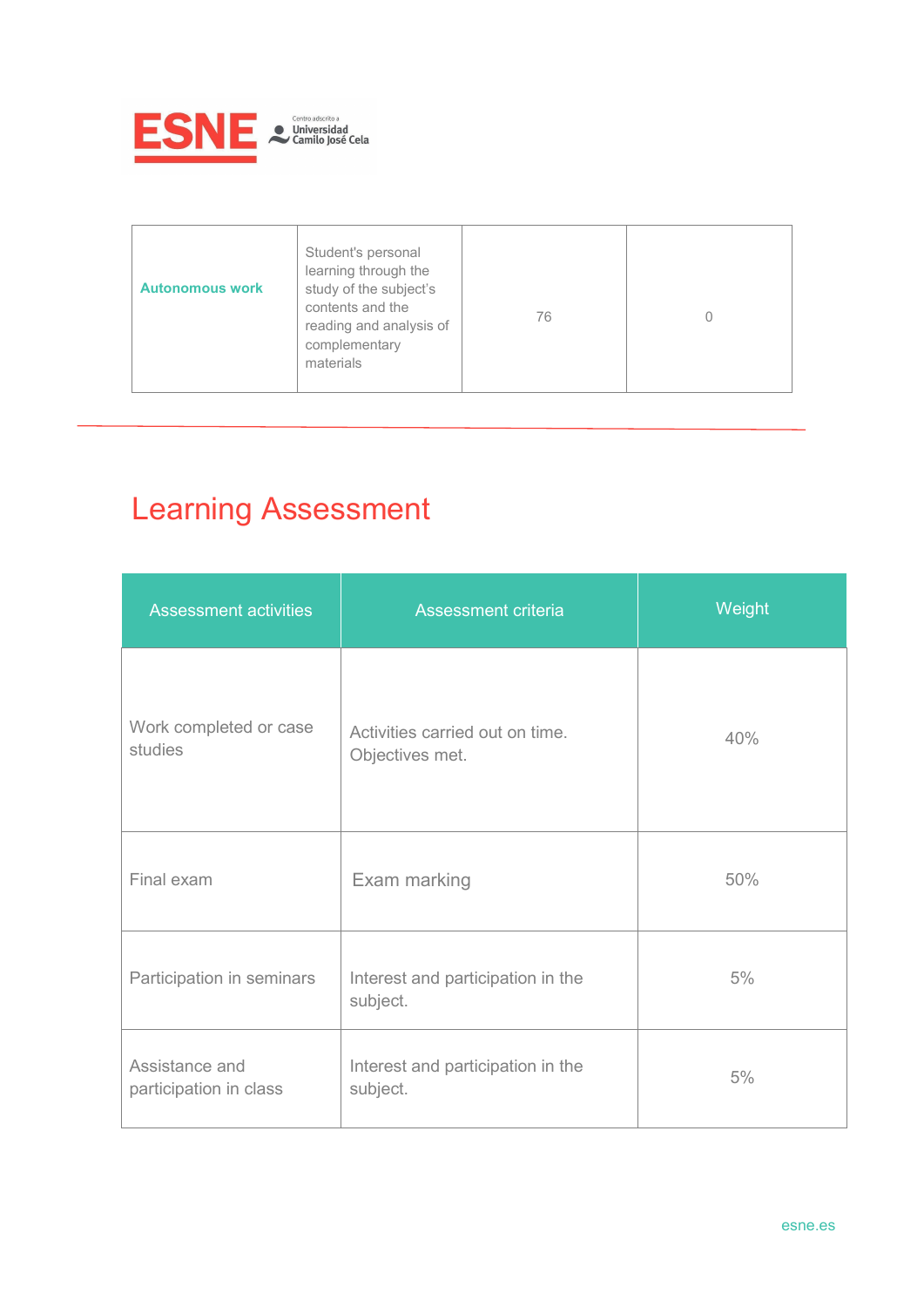| Autonomous work | Student's personal learning through the study of the subject's contents and the reading and analysis of complementary materials | 76 | 0 |
|---|---|---|---|

## Learning Assessment

| Assessment activities | Assessment criteria | Weight |
|---|---|---|
| Work completed or case studies | Activities carried out on time. Objectives met. | 40% |
| Final exam | Exam marking | 50% |
| Participation in seminars | Interest and participation in the subject. | 5% |
| Assistance and participation in class | Interest and participation in the subject. | 5% |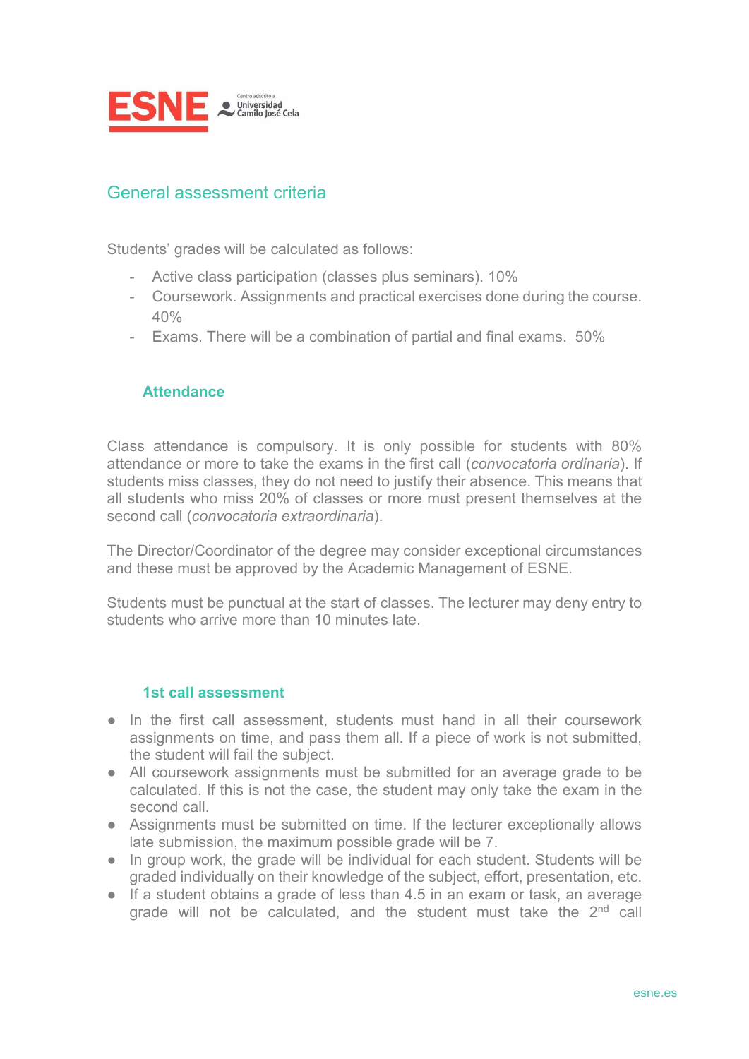## General assessment criteria

Students' grades will be calculated as follows:

- Active class participation (classes plus seminars). 10%
- Coursework. Assignments and practical exercises done during the course. 40%
- Exams. There will be a combination of partial and final exams. 50%

### Attendance

Class attendance is compulsory. It is only possible for students with 80% attendance or more to take the exams in the first call (*convocatoria ordinaria*). If students miss classes, they do not need to justify their absence. This means that all students who miss 20% of classes or more must present themselves at the second call (*convocatoria extraordinaria*).

The Director/Coordinator of the degree may consider exceptional circumstances and these must be approved by the Academic Management of ESNE.

Students must be punctual at the start of classes. The lecturer may deny entry to students who arrive more than 10 minutes late.

### 1st call assessment

- In the first call assessment, students must hand in all their coursework assignments on time, and pass them all. If a piece of work is not submitted, the student will fail the subject.
- All coursework assignments must be submitted for an average grade to be calculated. If this is not the case, the student may only take the exam in the second call.
- Assignments must be submitted on time. If the lecturer exceptionally allows late submission, the maximum possible grade will be 7.
- In group work, the grade will be individual for each student. Students will be graded individually on their knowledge of the subject, effort, presentation, etc.
- If a student obtains a grade of less than 4.5 in an exam or task, an average grade will not be calculated, and the student must take the 2nd call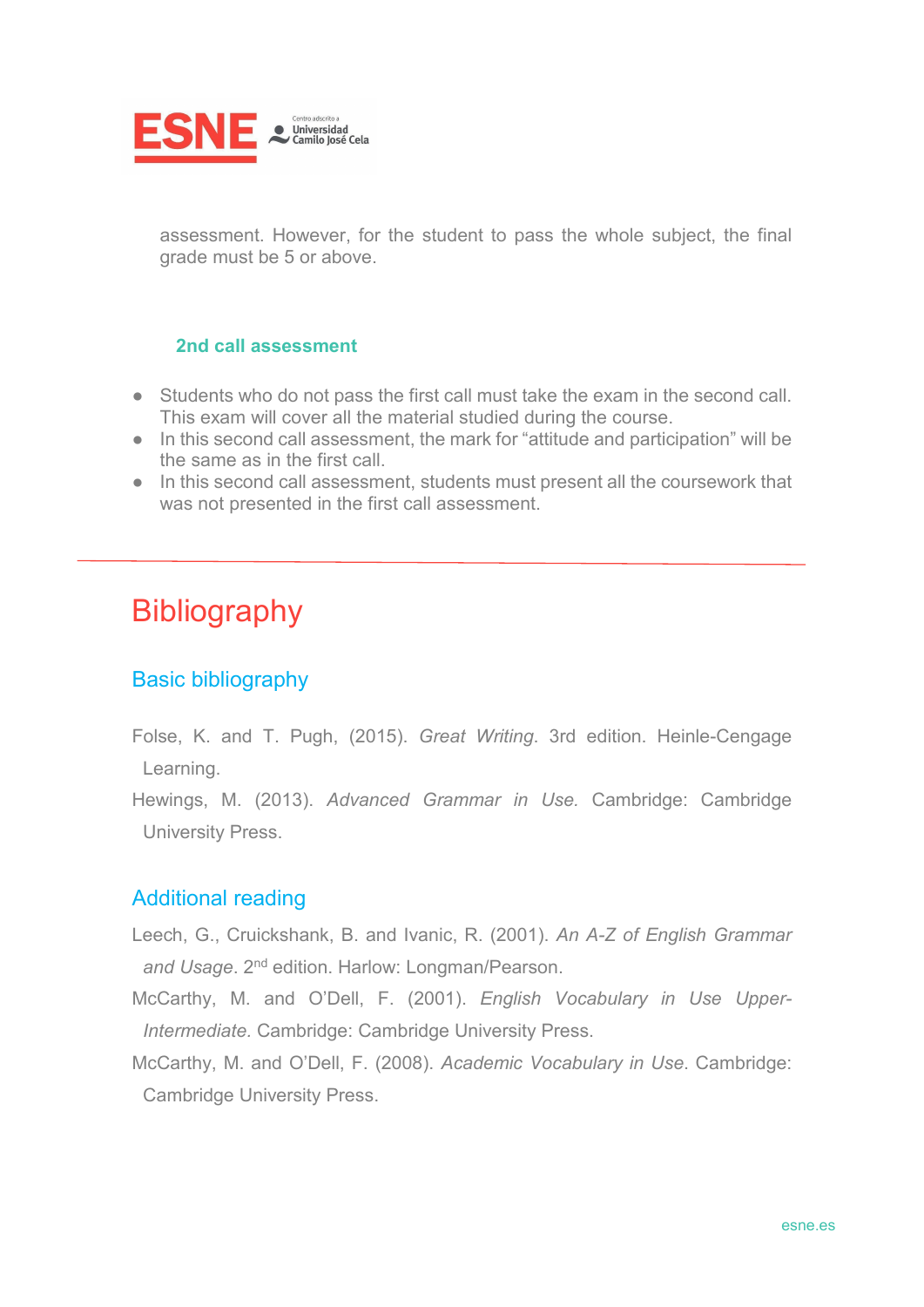assessment. However, for the student to pass the whole subject, the final grade must be 5 or above.

### 2nd call assessment

- Students who do not pass the first call must take the exam in the second call. This exam will cover all the material studied during the course.
- In this second call assessment, the mark for "attitude and participation" will be the same as in the first call.
- In this second call assessment, students must present all the coursework that was not presented in the first call assessment.

---

# Bibliography

## Basic bibliography

Folse, K. and T. Pugh, (2015). *Great Writing*. 3rd edition. Heinle-Cengage Learning.

Hewings, M. (2013). *Advanced Grammar in Use.* Cambridge: Cambridge University Press.

## Additional reading

Leech, G., Cruickshank, B. and Ivanic, R. (2001). *An A-Z of English Grammar and Usage*. 2nd edition. Harlow: Longman/Pearson.

McCarthy, M. and O'Dell, F. (2001). *English Vocabulary in Use Upper-Intermediate.* Cambridge: Cambridge University Press.

McCarthy, M. and O'Dell, F. (2008). *Academic Vocabulary in Use*. Cambridge: Cambridge University Press.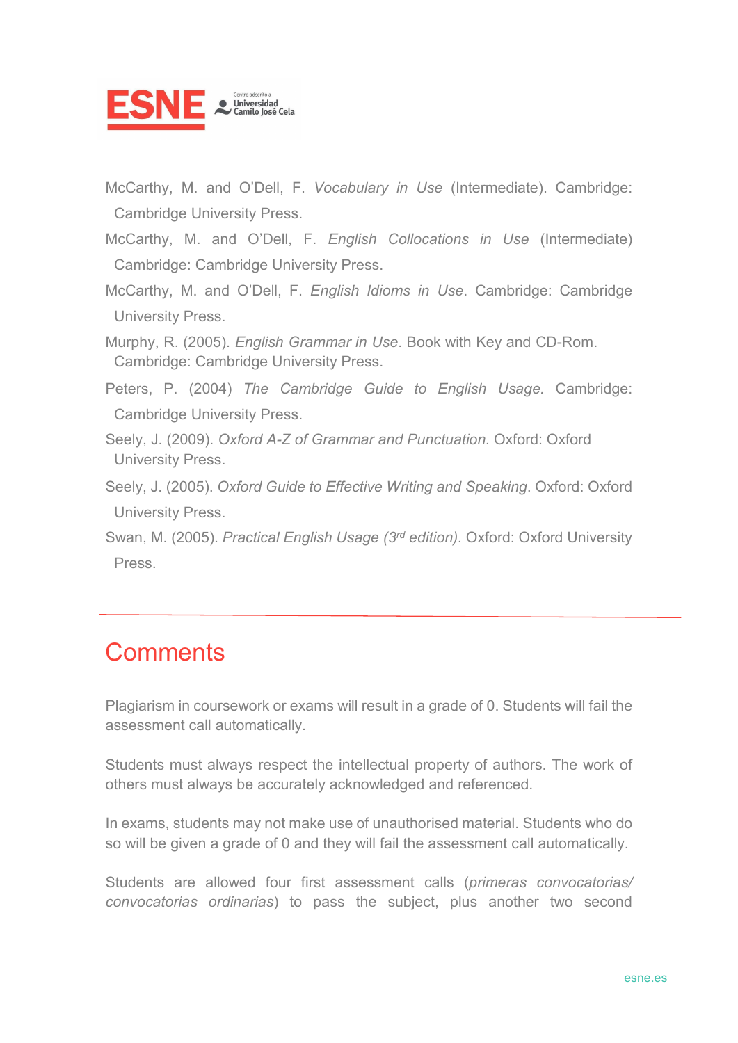McCarthy, M. and O'Dell, F. *Vocabulary in Use* (Intermediate). Cambridge: Cambridge University Press.

McCarthy, M. and O'Dell, F. *English Collocations in Use* (Intermediate) Cambridge: Cambridge University Press.

McCarthy, M. and O'Dell, F. *English Idioms in Use*. Cambridge: Cambridge University Press.

Murphy, R. (2005). *English Grammar in Use*. Book with Key and CD-Rom. Cambridge: Cambridge University Press.

Peters, P. (2004) *The Cambridge Guide to English Usage*. Cambridge: Cambridge University Press.

Seely, J. (2009). *Oxford A-Z of Grammar and Punctuation*. Oxford: Oxford University Press.

Seely, J. (2005). *Oxford Guide to Effective Writing and Speaking*. Oxford: Oxford University Press.

Swan, M. (2005). *Practical English Usage (3rd edition)*. Oxford: Oxford University Press.

## Comments

Plagiarism in coursework or exams will result in a grade of 0. Students will fail the assessment call automatically.

Students must always respect the intellectual property of authors. The work of others must always be accurately acknowledged and referenced.

In exams, students may not make use of unauthorised material. Students who do so will be given a grade of 0 and they will fail the assessment call automatically.

Students are allowed four first assessment calls (*primeras convocatorias/ convocatorias ordinarias*) to pass the subject, plus another two second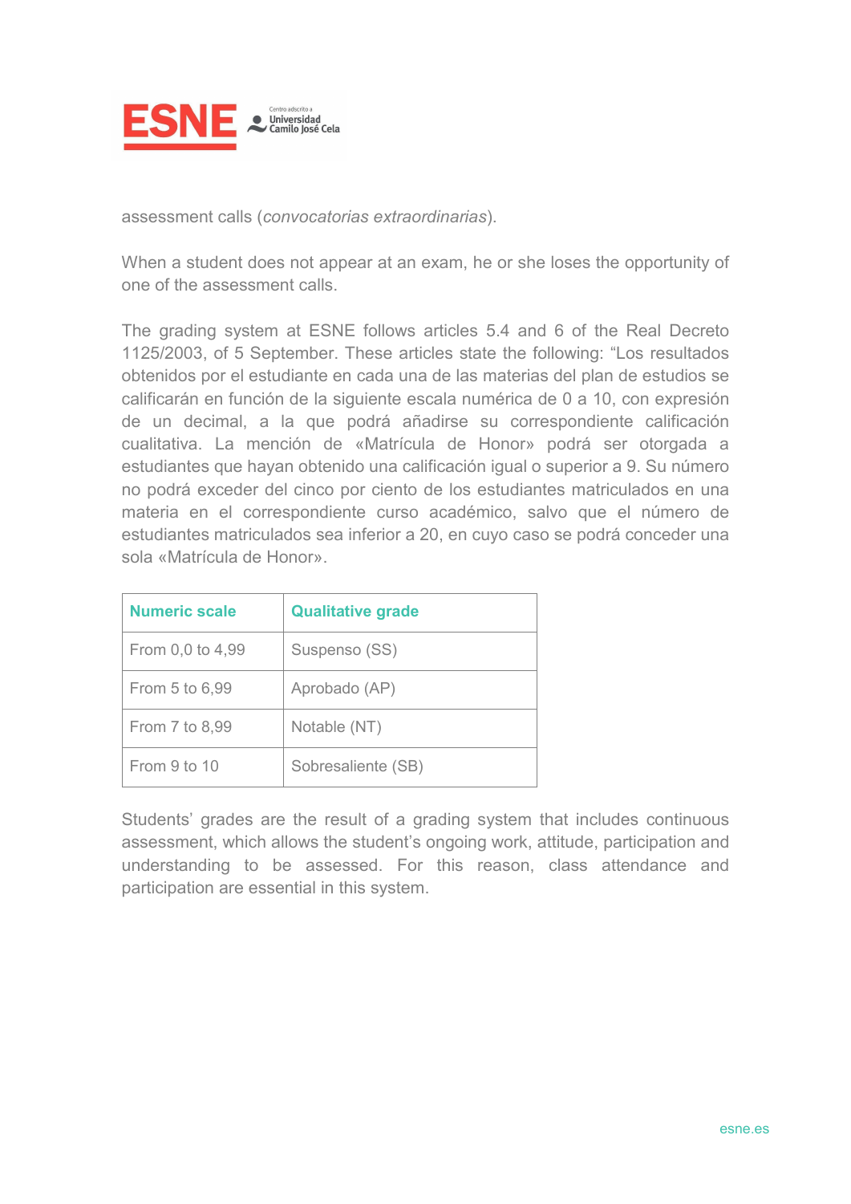assessment calls (*convocatorias extraordinarias*).

When a student does not appear at an exam, he or she loses the opportunity of one of the assessment calls.

The grading system at ESNE follows articles 5.4 and 6 of the Real Decreto 1125/2003, of 5 September. These articles state the following: "Los resultados obtenidos por el estudiante en cada una de las materias del plan de estudios se calificarán en función de la siguiente escala numérica de 0 a 10, con expresión de un decimal, a la que podrá añadirse su correspondiente calificación cualitativa. La mención de «Matrícula de Honor» podrá ser otorgada a estudiantes que hayan obtenido una calificación igual o superior a 9. Su número no podrá exceder del cinco por ciento de los estudiantes matriculados en una materia en el correspondiente curso académico, salvo que el número de estudiantes matriculados sea inferior a 20, en cuyo caso se podrá conceder una sola «Matrícula de Honor».

| Numeric scale | Qualitative grade |
|---|---|
| From 0,0 to 4,99 | Suspenso (SS) |
| From 5 to 6,99 | Aprobado (AP) |
| From 7 to 8,99 | Notable (NT) |
| From 9 to 10 | Sobresaliente (SB) |

Students' grades are the result of a grading system that includes continuous assessment, which allows the student's ongoing work, attitude, participation and understanding to be assessed. For this reason, class attendance and participation are essential in this system.